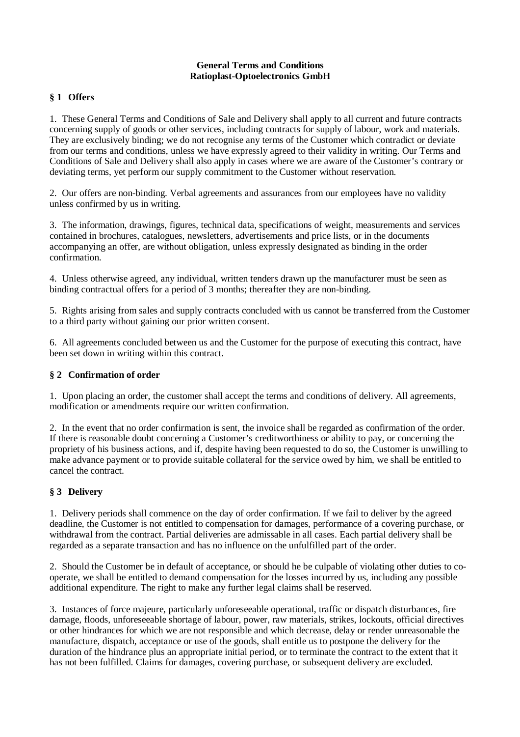**General Terms and Conditions**
**Ratioplast-Optoelectronics GmbH**

## § 1 Offers

1. These General Terms and Conditions of Sale and Delivery shall apply to all current and future contracts concerning supply of goods or other services, including contracts for supply of labour, work and materials. They are exclusively binding; we do not recognise any terms of the Customer which contradict or deviate from our terms and conditions, unless we have expressly agreed to their validity in writing. Our Terms and Conditions of Sale and Delivery shall also apply in cases where we are aware of the Customer's contrary or deviating terms, yet perform our supply commitment to the Customer without reservation.

2. Our offers are non-binding. Verbal agreements and assurances from our employees have no validity unless confirmed by us in writing.

3. The information, drawings, figures, technical data, specifications of weight, measurements and services contained in brochures, catalogues, newsletters, advertisements and price lists, or in the documents accompanying an offer, are without obligation, unless expressly designated as binding in the order confirmation.

4. Unless otherwise agreed, any individual, written tenders drawn up the manufacturer must be seen as binding contractual offers for a period of 3 months; thereafter they are non-binding.

5. Rights arising from sales and supply contracts concluded with us cannot be transferred from the Customer to a third party without gaining our prior written consent.

6. All agreements concluded between us and the Customer for the purpose of executing this contract, have been set down in writing within this contract.

## § 2 Confirmation of order

1. Upon placing an order, the customer shall accept the terms and conditions of delivery. All agreements, modification or amendments require our written confirmation.

2. In the event that no order confirmation is sent, the invoice shall be regarded as confirmation of the order. If there is reasonable doubt concerning a Customer's creditworthiness or ability to pay, or concerning the propriety of his business actions, and if, despite having been requested to do so, the Customer is unwilling to make advance payment or to provide suitable collateral for the service owed by him, we shall be entitled to cancel the contract.

## § 3 Delivery

1. Delivery periods shall commence on the day of order confirmation. If we fail to deliver by the agreed deadline, the Customer is not entitled to compensation for damages, performance of a covering purchase, or withdrawal from the contract. Partial deliveries are admissable in all cases. Each partial delivery shall be regarded as a separate transaction and has no influence on the unfulfilled part of the order.

2. Should the Customer be in default of acceptance, or should he be culpable of violating other duties to co-operate, we shall be entitled to demand compensation for the losses incurred by us, including any possible additional expenditure. The right to make any further legal claims shall be reserved.

3. Instances of force majeure, particularly unforeseeable operational, traffic or dispatch disturbances, fire damage, floods, unforeseeable shortage of labour, power, raw materials, strikes, lockouts, official directives or other hindrances for which we are not responsible and which decrease, delay or render unreasonable the manufacture, dispatch, acceptance or use of the goods, shall entitle us to postpone the delivery for the duration of the hindrance plus an appropriate initial period, or to terminate the contract to the extent that it has not been fulfilled. Claims for damages, covering purchase, or subsequent delivery are excluded.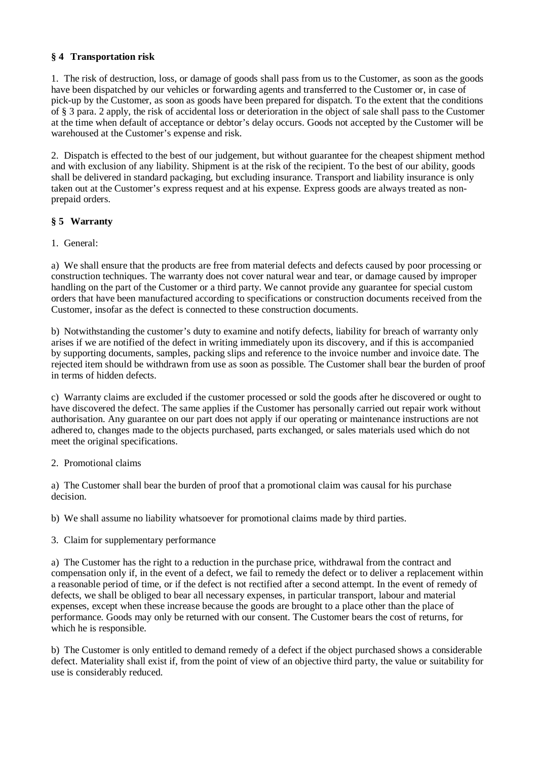## § 4 Transportation risk

1. The risk of destruction, loss, or damage of goods shall pass from us to the Customer, as soon as the goods have been dispatched by our vehicles or forwarding agents and transferred to the Customer or, in case of pick-up by the Customer, as soon as goods have been prepared for dispatch. To the extent that the conditions of § 3 para. 2 apply, the risk of accidental loss or deterioration in the object of sale shall pass to the Customer at the time when default of acceptance or debtor's delay occurs. Goods not accepted by the Customer will be warehoused at the Customer's expense and risk.

2. Dispatch is effected to the best of our judgement, but without guarantee for the cheapest shipment method and with exclusion of any liability. Shipment is at the risk of the recipient. To the best of our ability, goods shall be delivered in standard packaging, but excluding insurance. Transport and liability insurance is only taken out at the Customer's express request and at his expense. Express goods are always treated as non-prepaid orders.

## § 5 Warranty

1. General:

a) We shall ensure that the products are free from material defects and defects caused by poor processing or construction techniques. The warranty does not cover natural wear and tear, or damage caused by improper handling on the part of the Customer or a third party. We cannot provide any guarantee for special custom orders that have been manufactured according to specifications or construction documents received from the Customer, insofar as the defect is connected to these construction documents.

b) Notwithstanding the customer's duty to examine and notify defects, liability for breach of warranty only arises if we are notified of the defect in writing immediately upon its discovery, and if this is accompanied by supporting documents, samples, packing slips and reference to the invoice number and invoice date. The rejected item should be withdrawn from use as soon as possible. The Customer shall bear the burden of proof in terms of hidden defects.

c) Warranty claims are excluded if the customer processed or sold the goods after he discovered or ought to have discovered the defect. The same applies if the Customer has personally carried out repair work without authorisation. Any guarantee on our part does not apply if our operating or maintenance instructions are not adhered to, changes made to the objects purchased, parts exchanged, or sales materials used which do not meet the original specifications.

2. Promotional claims

a) The Customer shall bear the burden of proof that a promotional claim was causal for his purchase decision.

b) We shall assume no liability whatsoever for promotional claims made by third parties.

3. Claim for supplementary performance

a) The Customer has the right to a reduction in the purchase price, withdrawal from the contract and compensation only if, in the event of a defect, we fail to remedy the defect or to deliver a replacement within a reasonable period of time, or if the defect is not rectified after a second attempt. In the event of remedy of defects, we shall be obliged to bear all necessary expenses, in particular transport, labour and material expenses, except when these increase because the goods are brought to a place other than the place of performance. Goods may only be returned with our consent. The Customer bears the cost of returns, for which he is responsible.

b) The Customer is only entitled to demand remedy of a defect if the object purchased shows a considerable defect. Materiality shall exist if, from the point of view of an objective third party, the value or suitability for use is considerably reduced.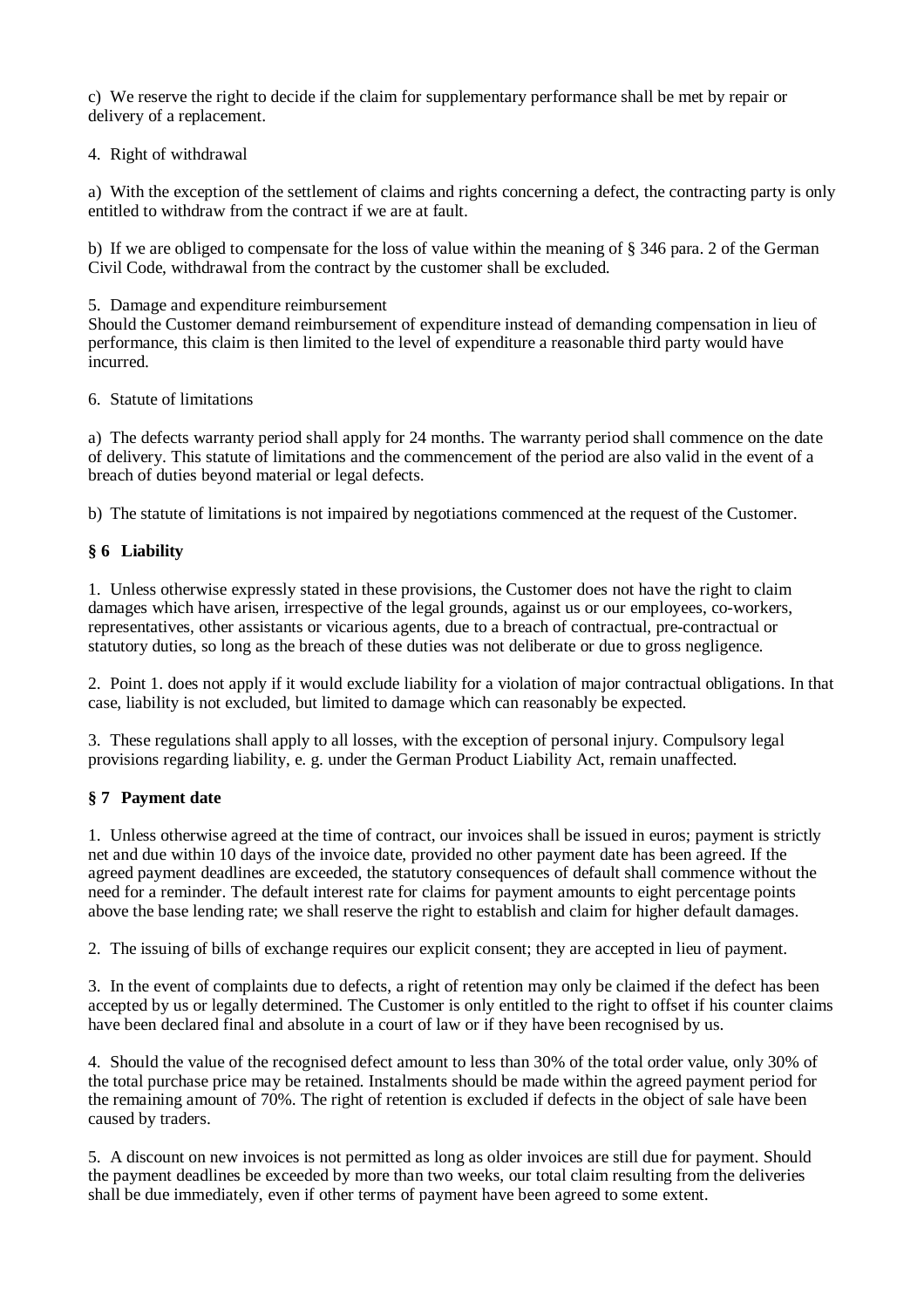c) We reserve the right to decide if the claim for supplementary performance shall be met by repair or delivery of a replacement.

4. Right of withdrawal

a) With the exception of the settlement of claims and rights concerning a defect, the contracting party is only entitled to withdraw from the contract if we are at fault.

b) If we are obliged to compensate for the loss of value within the meaning of § 346 para. 2 of the German Civil Code, withdrawal from the contract by the customer shall be excluded.

5. Damage and expenditure reimbursement
Should the Customer demand reimbursement of expenditure instead of demanding compensation in lieu of performance, this claim is then limited to the level of expenditure a reasonable third party would have incurred.

6. Statute of limitations

a) The defects warranty period shall apply for 24 months. The warranty period shall commence on the date of delivery. This statute of limitations and the commencement of the period are also valid in the event of a breach of duties beyond material or legal defects.

b) The statute of limitations is not impaired by negotiations commenced at the request of the Customer.

## § 6 Liability

1. Unless otherwise expressly stated in these provisions, the Customer does not have the right to claim damages which have arisen, irrespective of the legal grounds, against us or our employees, co-workers, representatives, other assistants or vicarious agents, due to a breach of contractual, pre-contractual or statutory duties, so long as the breach of these duties was not deliberate or due to gross negligence.

2. Point 1. does not apply if it would exclude liability for a violation of major contractual obligations. In that case, liability is not excluded, but limited to damage which can reasonably be expected.

3. These regulations shall apply to all losses, with the exception of personal injury. Compulsory legal provisions regarding liability, e. g. under the German Product Liability Act, remain unaffected.

## § 7 Payment date

1. Unless otherwise agreed at the time of contract, our invoices shall be issued in euros; payment is strictly net and due within 10 days of the invoice date, provided no other payment date has been agreed. If the agreed payment deadlines are exceeded, the statutory consequences of default shall commence without the need for a reminder. The default interest rate for claims for payment amounts to eight percentage points above the base lending rate; we shall reserve the right to establish and claim for higher default damages.

2. The issuing of bills of exchange requires our explicit consent; they are accepted in lieu of payment.

3. In the event of complaints due to defects, a right of retention may only be claimed if the defect has been accepted by us or legally determined. The Customer is only entitled to the right to offset if his counter claims have been declared final and absolute in a court of law or if they have been recognised by us.

4. Should the value of the recognised defect amount to less than 30% of the total order value, only 30% of the total purchase price may be retained. Instalments should be made within the agreed payment period for the remaining amount of 70%. The right of retention is excluded if defects in the object of sale have been caused by traders.

5. A discount on new invoices is not permitted as long as older invoices are still due for payment. Should the payment deadlines be exceeded by more than two weeks, our total claim resulting from the deliveries shall be due immediately, even if other terms of payment have been agreed to some extent.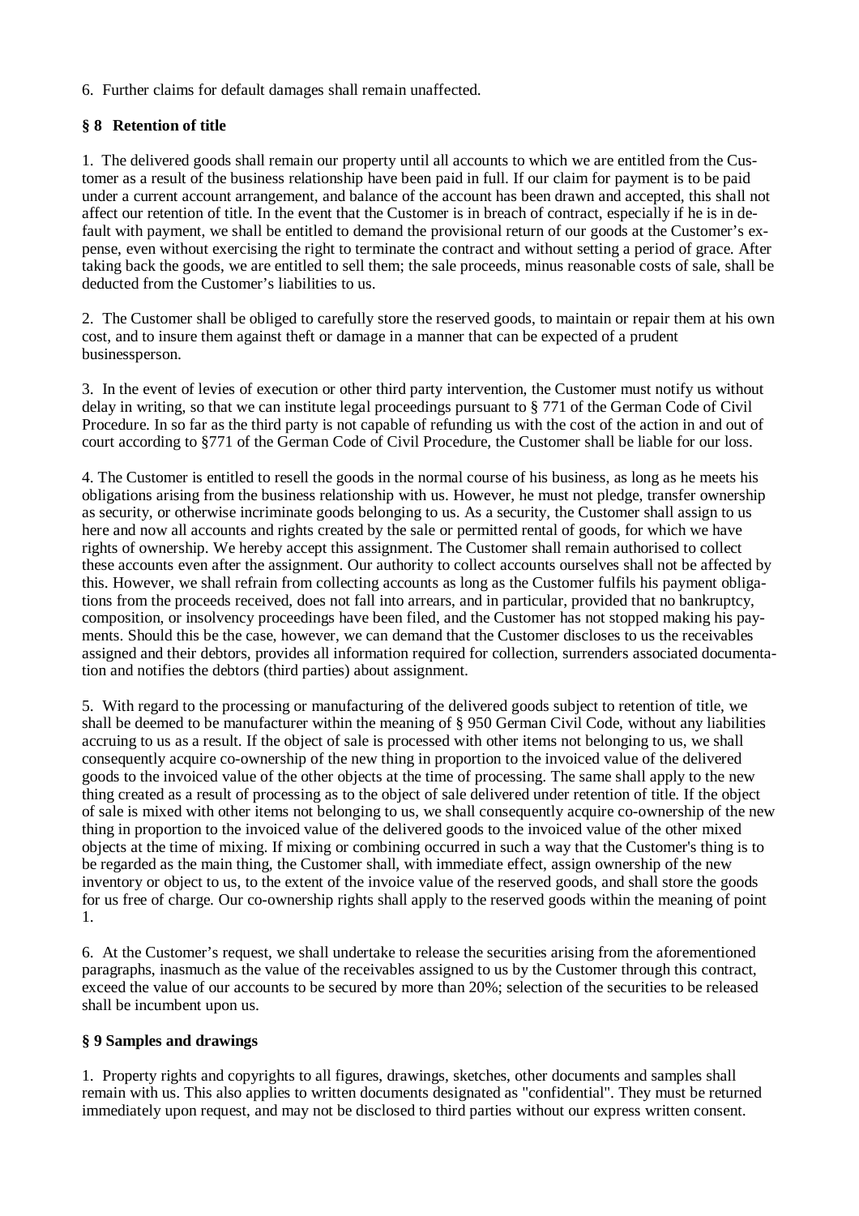6. Further claims for default damages shall remain unaffected.

### § 8 Retention of title

1. The delivered goods shall remain our property until all accounts to which we are entitled from the Customer as a result of the business relationship have been paid in full. If our claim for payment is to be paid under a current account arrangement, and balance of the account has been drawn and accepted, this shall not affect our retention of title. In the event that the Customer is in breach of contract, especially if he is in default with payment, we shall be entitled to demand the provisional return of our goods at the Customer's expense, even without exercising the right to terminate the contract and without setting a period of grace. After taking back the goods, we are entitled to sell them; the sale proceeds, minus reasonable costs of sale, shall be deducted from the Customer's liabilities to us.

2. The Customer shall be obliged to carefully store the reserved goods, to maintain or repair them at his own cost, and to insure them against theft or damage in a manner that can be expected of a prudent businessperson.

3. In the event of levies of execution or other third party intervention, the Customer must notify us without delay in writing, so that we can institute legal proceedings pursuant to § 771 of the German Code of Civil Procedure. In so far as the third party is not capable of refunding us with the cost of the action in and out of court according to §771 of the German Code of Civil Procedure, the Customer shall be liable for our loss.

4. The Customer is entitled to resell the goods in the normal course of his business, as long as he meets his obligations arising from the business relationship with us. However, he must not pledge, transfer ownership as security, or otherwise incriminate goods belonging to us. As a security, the Customer shall assign to us here and now all accounts and rights created by the sale or permitted rental of goods, for which we have rights of ownership. We hereby accept this assignment. The Customer shall remain authorised to collect these accounts even after the assignment. Our authority to collect accounts ourselves shall not be affected by this. However, we shall refrain from collecting accounts as long as the Customer fulfils his payment obligations from the proceeds received, does not fall into arrears, and in particular, provided that no bankruptcy, composition, or insolvency proceedings have been filed, and the Customer has not stopped making his payments. Should this be the case, however, we can demand that the Customer discloses to us the receivables assigned and their debtors, provides all information required for collection, surrenders associated documentation and notifies the debtors (third parties) about assignment.

5. With regard to the processing or manufacturing of the delivered goods subject to retention of title, we shall be deemed to be manufacturer within the meaning of § 950 German Civil Code, without any liabilities accruing to us as a result. If the object of sale is processed with other items not belonging to us, we shall consequently acquire co-ownership of the new thing in proportion to the invoiced value of the delivered goods to the invoiced value of the other objects at the time of processing. The same shall apply to the new thing created as a result of processing as to the object of sale delivered under retention of title. If the object of sale is mixed with other items not belonging to us, we shall consequently acquire co-ownership of the new thing in proportion to the invoiced value of the delivered goods to the invoiced value of the other mixed objects at the time of mixing. If mixing or combining occurred in such a way that the Customer's thing is to be regarded as the main thing, the Customer shall, with immediate effect, assign ownership of the new inventory or object to us, to the extent of the invoice value of the reserved goods, and shall store the goods for us free of charge. Our co-ownership rights shall apply to the reserved goods within the meaning of point 1.

6. At the Customer's request, we shall undertake to release the securities arising from the aforementioned paragraphs, inasmuch as the value of the receivables assigned to us by the Customer through this contract, exceed the value of our accounts to be secured by more than 20%; selection of the securities to be released shall be incumbent upon us.

### § 9 Samples and drawings

1. Property rights and copyrights to all figures, drawings, sketches, other documents and samples shall remain with us. This also applies to written documents designated as "confidential". They must be returned immediately upon request, and may not be disclosed to third parties without our express written consent.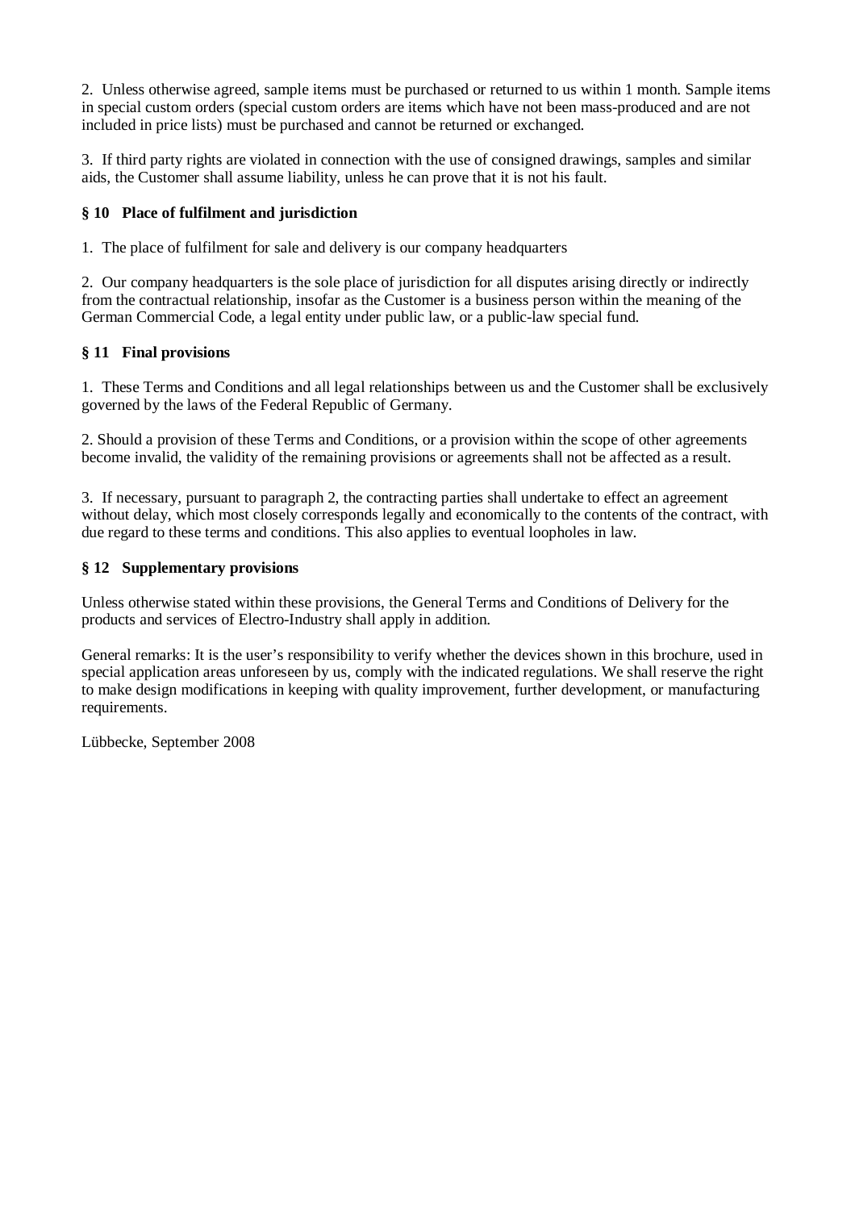2. Unless otherwise agreed, sample items must be purchased or returned to us within 1 month. Sample items in special custom orders (special custom orders are items which have not been mass-produced and are not included in price lists) must be purchased and cannot be returned or exchanged.

3. If third party rights are violated in connection with the use of consigned drawings, samples and similar aids, the Customer shall assume liability, unless he can prove that it is not his fault.

### § 10 Place of fulfilment and jurisdiction

1. The place of fulfilment for sale and delivery is our company headquarters

2. Our company headquarters is the sole place of jurisdiction for all disputes arising directly or indirectly from the contractual relationship, insofar as the Customer is a business person within the meaning of the German Commercial Code, a legal entity under public law, or a public-law special fund.

### § 11 Final provisions

1. These Terms and Conditions and all legal relationships between us and the Customer shall be exclusively governed by the laws of the Federal Republic of Germany.

2. Should a provision of these Terms and Conditions, or a provision within the scope of other agreements become invalid, the validity of the remaining provisions or agreements shall not be affected as a result.

3. If necessary, pursuant to paragraph 2, the contracting parties shall undertake to effect an agreement without delay, which most closely corresponds legally and economically to the contents of the contract, with due regard to these terms and conditions. This also applies to eventual loopholes in law.

### § 12 Supplementary provisions

Unless otherwise stated within these provisions, the General Terms and Conditions of Delivery for the products and services of Electro-Industry shall apply in addition.

General remarks: It is the user's responsibility to verify whether the devices shown in this brochure, used in special application areas unforeseen by us, comply with the indicated regulations. We shall reserve the right to make design modifications in keeping with quality improvement, further development, or manufacturing requirements.

Lübbecke, September 2008